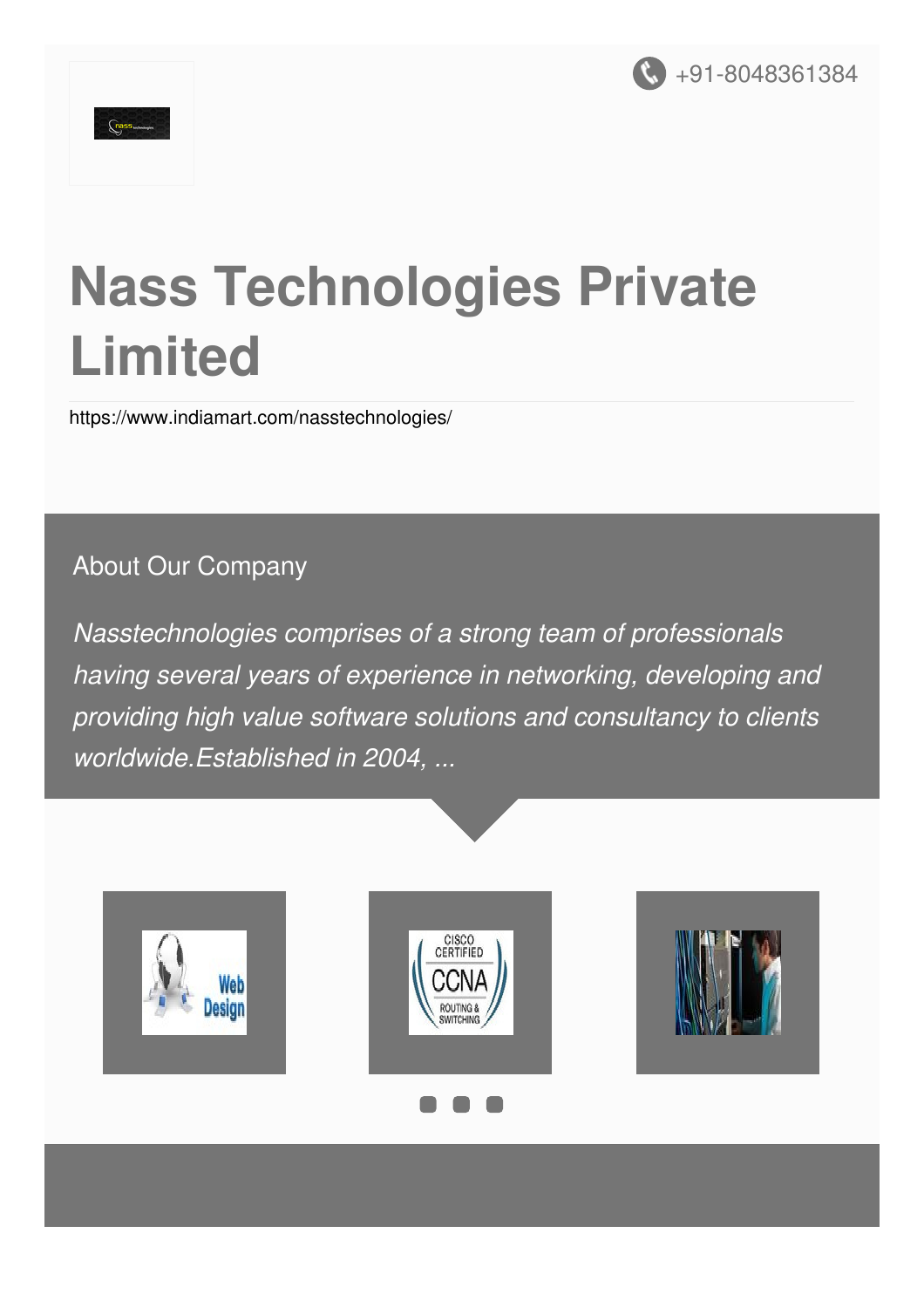+91-8048361384

# Nass Technologies Private Limited

https://www.indiamart.com/nasstechnologies/

## About Our Company

*Nasstechnologies comprises of a strong team of professionals having several years of experience in networking, developing and providing high value software solutions and consultancy to clients worldwide.Established in 2004, ...*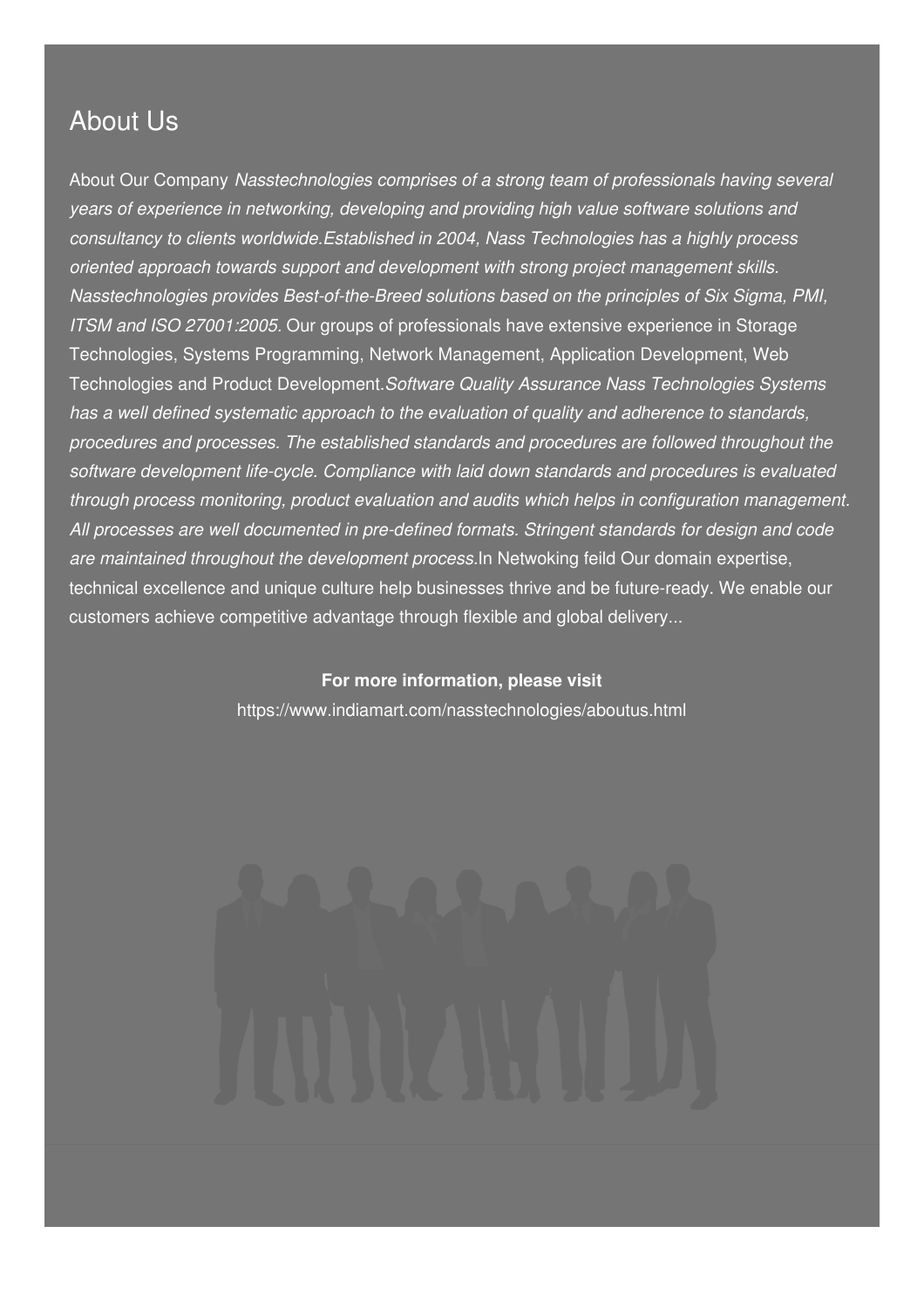## About Us

About Our Company *Nasstechnologies comprises of a strong team of professionals having several years of experience in networking, developing and providing high value software solutions and consultancy to clients worldwide.Established in 2004, Nass Technologies has a highly process oriented approach towards support and development with strong project management skills. Nasstechnologies provides Best-of-the-Breed solutions based on the principles of Six Sigma, PMI, ITSM and ISO 27001:2005.* Our groups of professionals have extensive experience in Storage Technologies, Systems Programming, Network Management, Application Development, Web Technologies and Product Development.*Software Quality Assurance Nass Technologies Systems has a well defined systematic approach to the evaluation of quality and adherence to standards, procedures and processes. The established standards and procedures are followed throughout the software development life-cycle. Compliance with laid down standards and procedures is evaluated through process monitoring, product evaluation and audits which helps in configuration management. All processes are well documented in pre-defined formats. Stringent standards for design and code are maintained throughout the development process.*In Netwoking feild Our domain expertise, technical excellence and unique culture help businesses thrive and be future-ready. We enable our customers achieve competitive advantage through flexible and global delivery...

**For more information, please visit**

https://www.indiamart.com/nasstechnologies/aboutus.html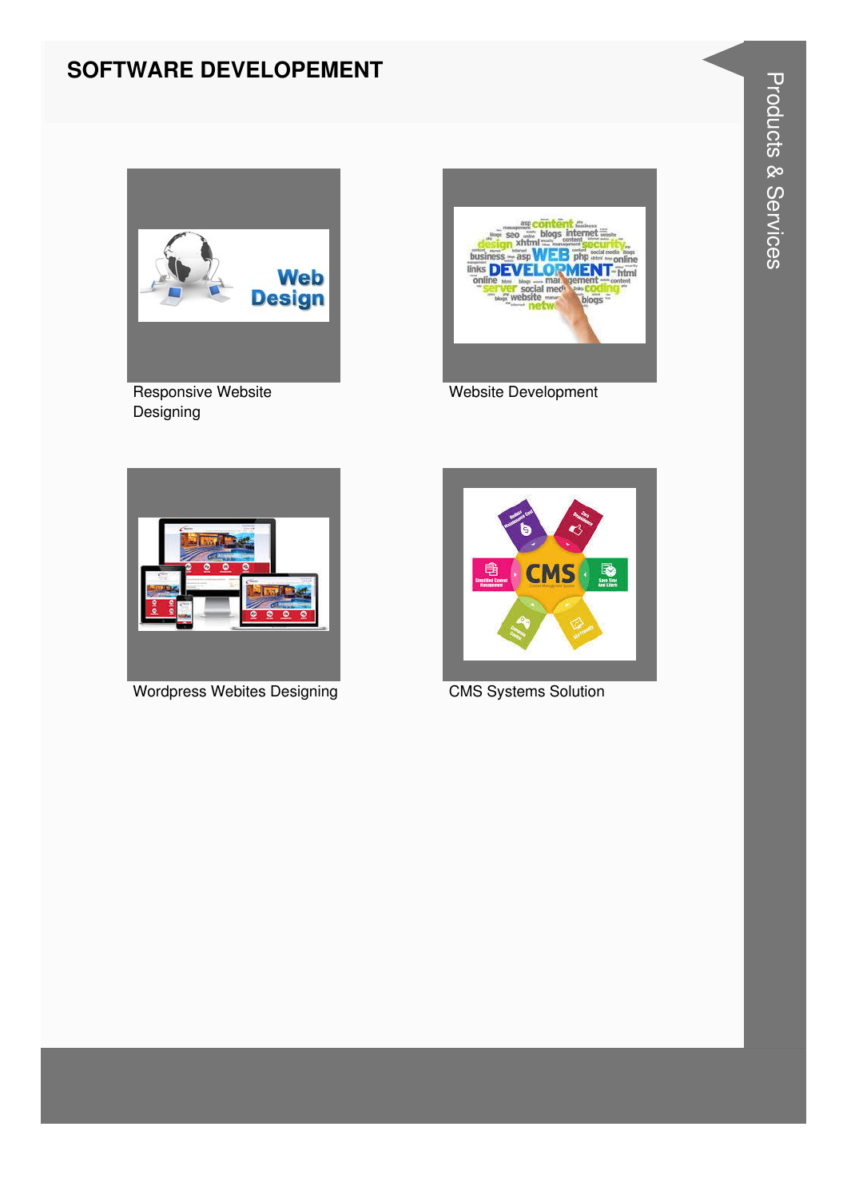## SOFTWARE DEVELOPEMENT

Responsive Website Designing

Website Development

Wordpress Webites Designing

CMS Systems Solution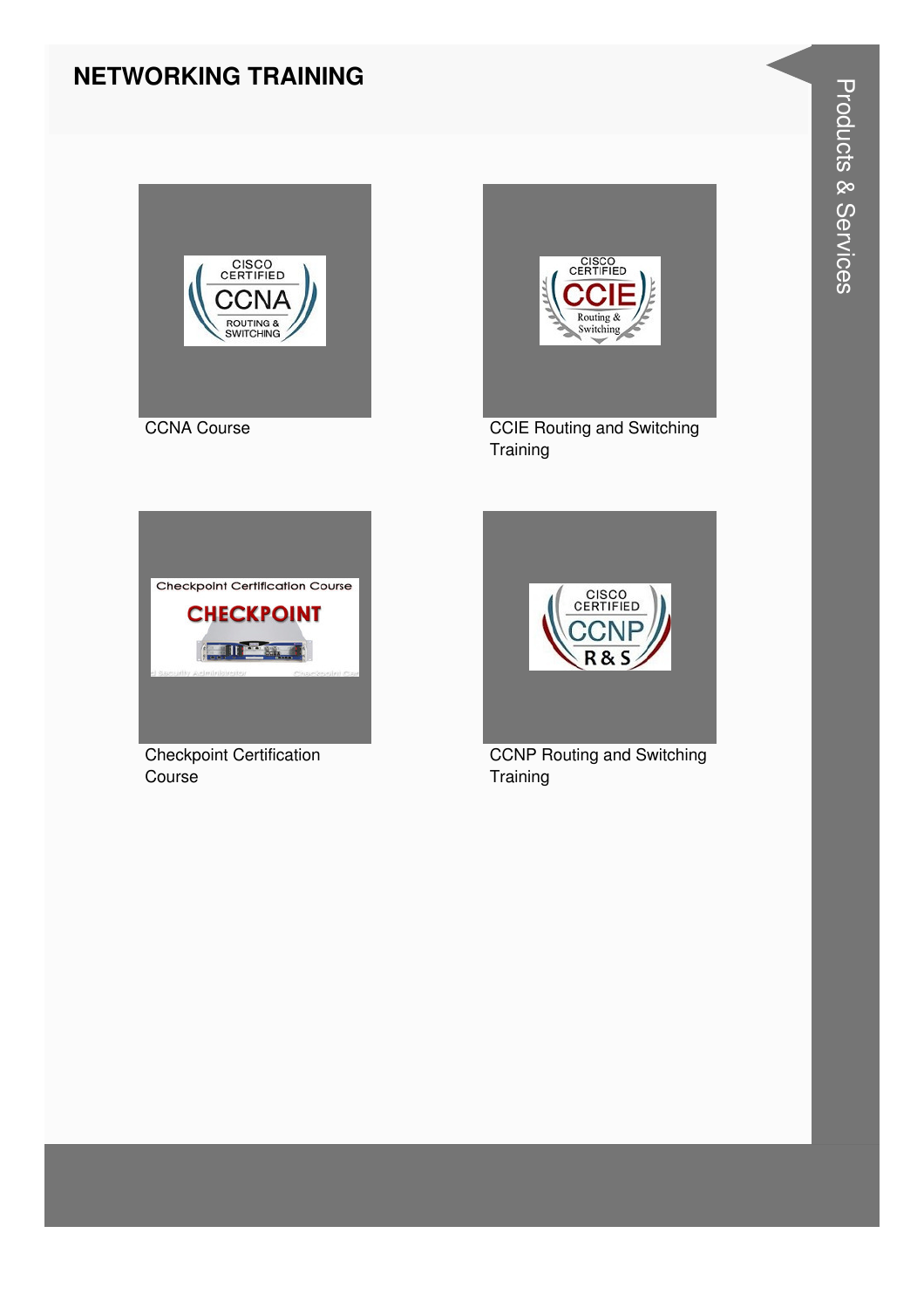# NETWORKING TRAINING

CCNA Course

CCIE Routing and Switching Training

Checkpoint Certification Course

CCNP Routing and Switching Training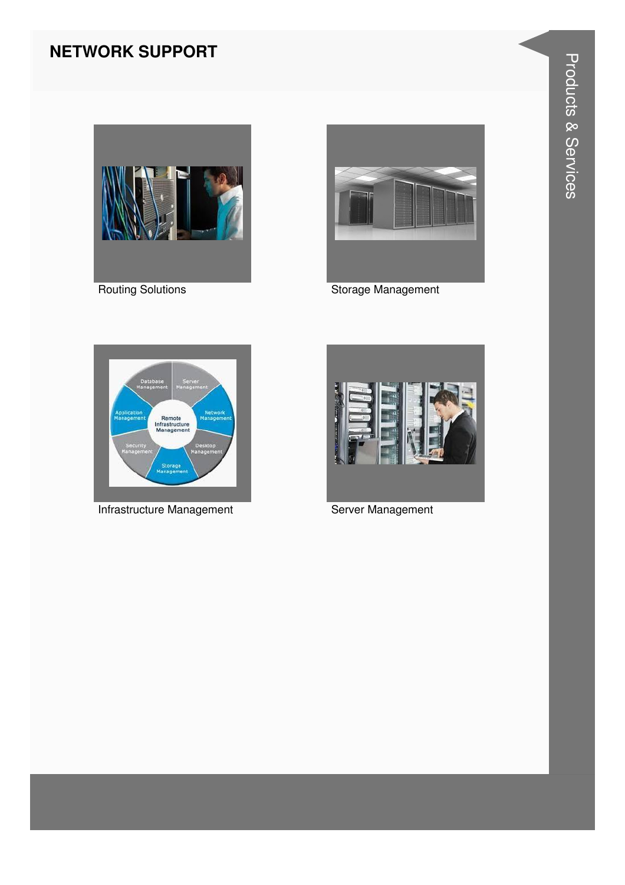## NETWORK SUPPORT

Routing Solutions

Storage Management

Infrastructure Management

Server Management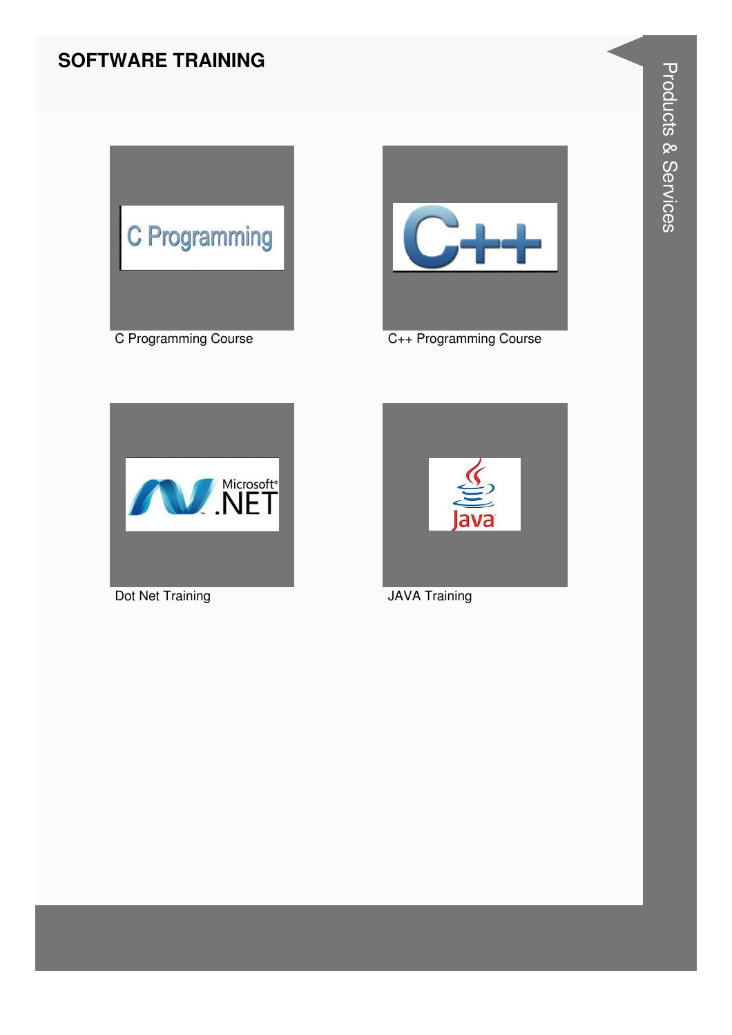## SOFTWARE TRAINING

C Programming Course

C++ Programming Course

Dot Net Training

JAVA Training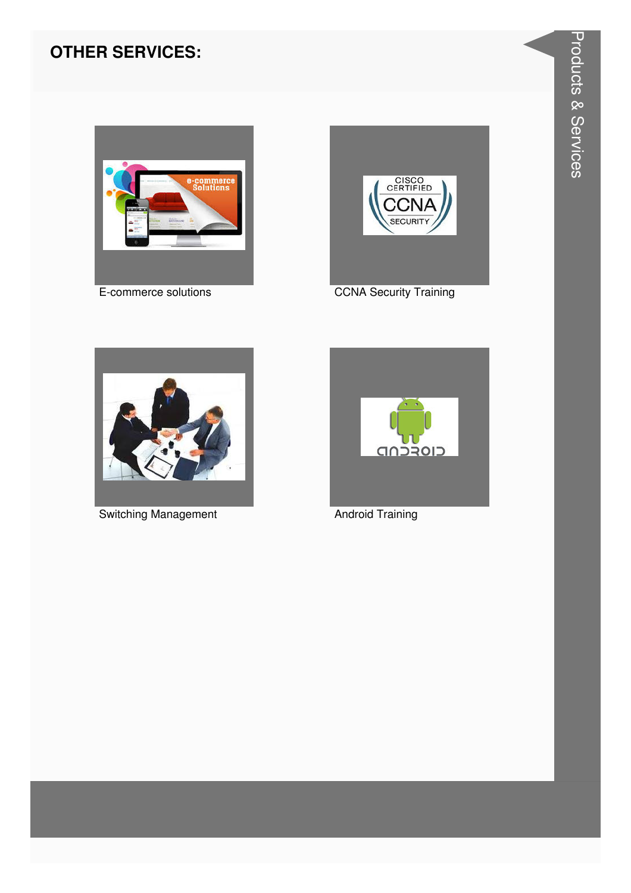## OTHER SERVICES:

E-commerce solutions

CCNA Security Training

Switching Management

Android Training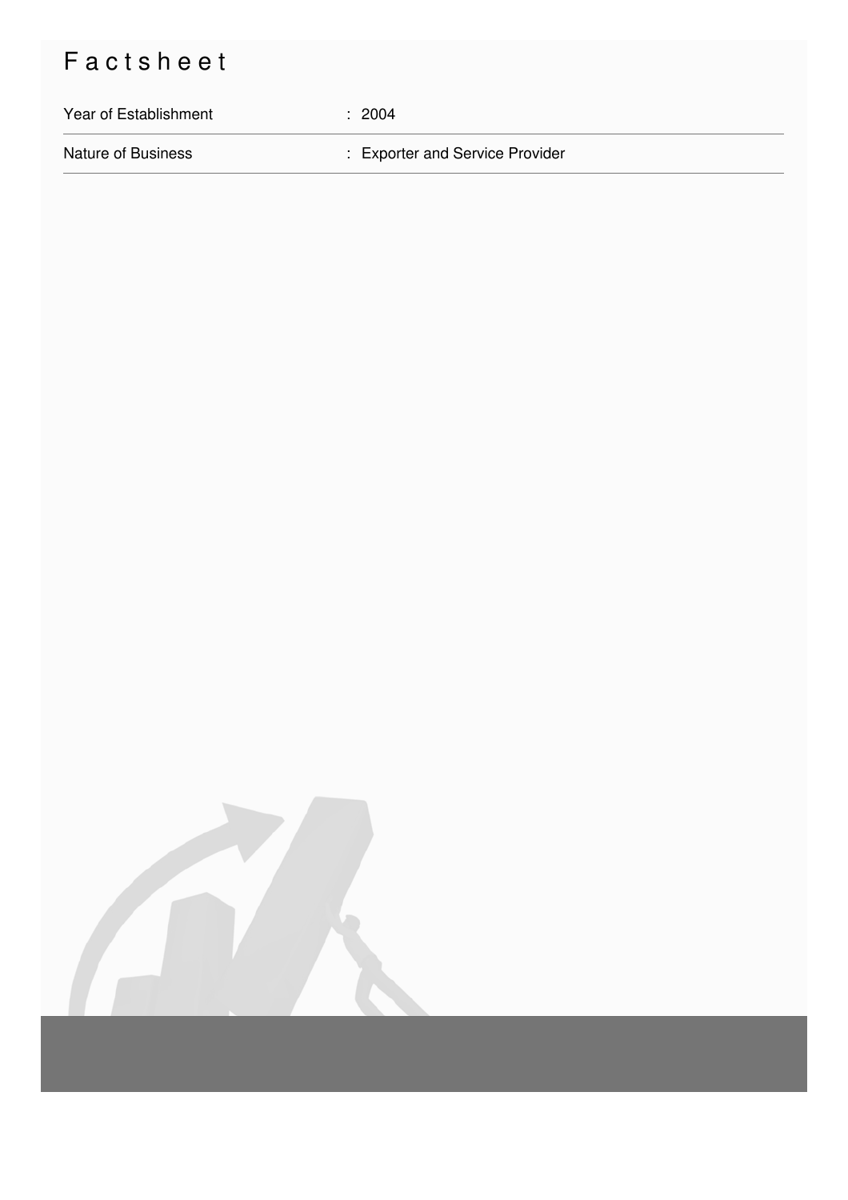# Factsheet

| Year of Establishment | : 2004 |
| --- | --- |
| Nature of Business | : Exporter and Service Provider |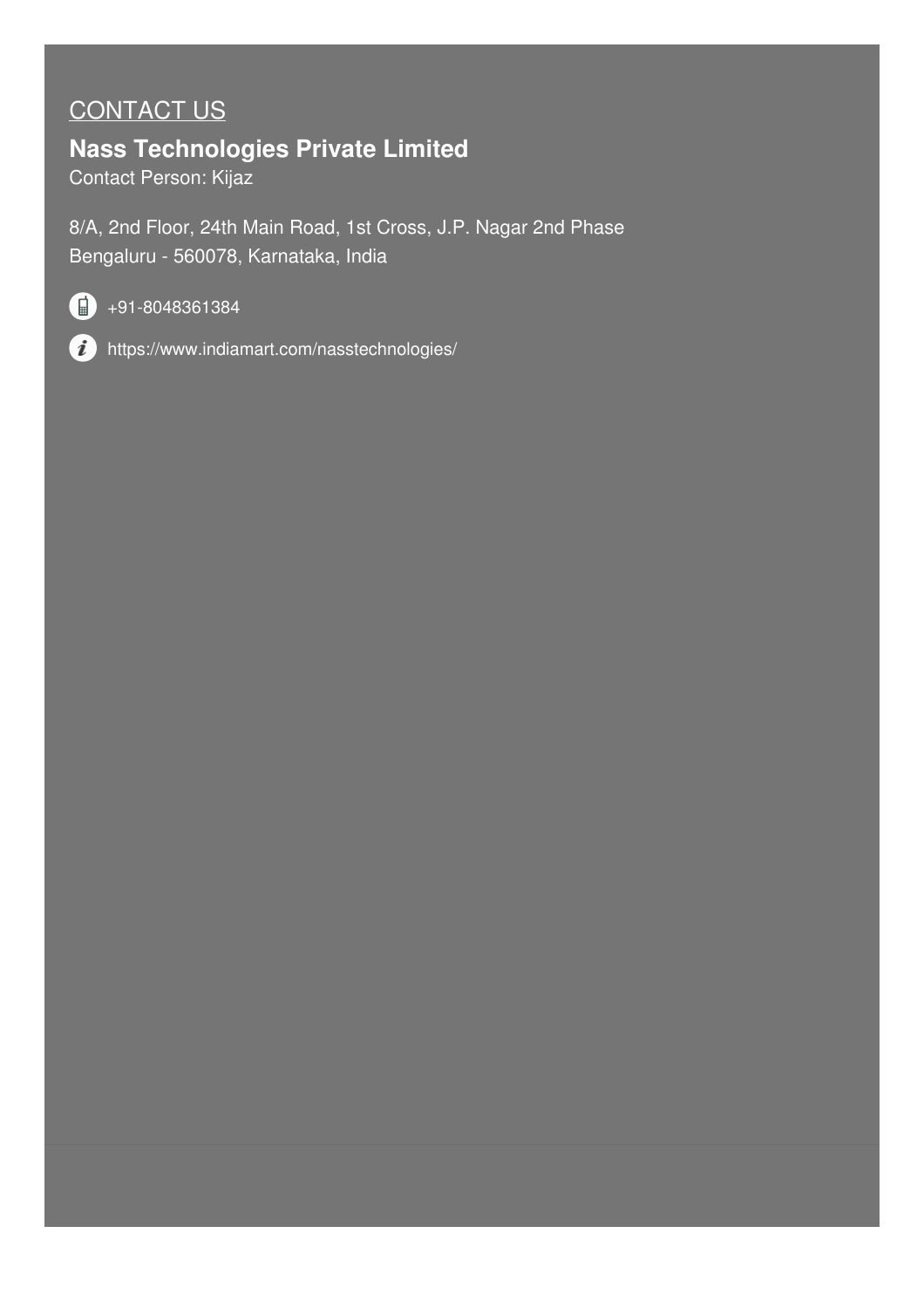## CONTACT US

### Nass Technologies Private Limited

Contact Person: Kijaz

8/A, 2nd Floor, 24th Main Road, 1st Cross, J.P. Nagar 2nd Phase
Bengaluru - 560078, Karnataka, India

+91-8048361384

https://www.indiamart.com/nasstechnologies/